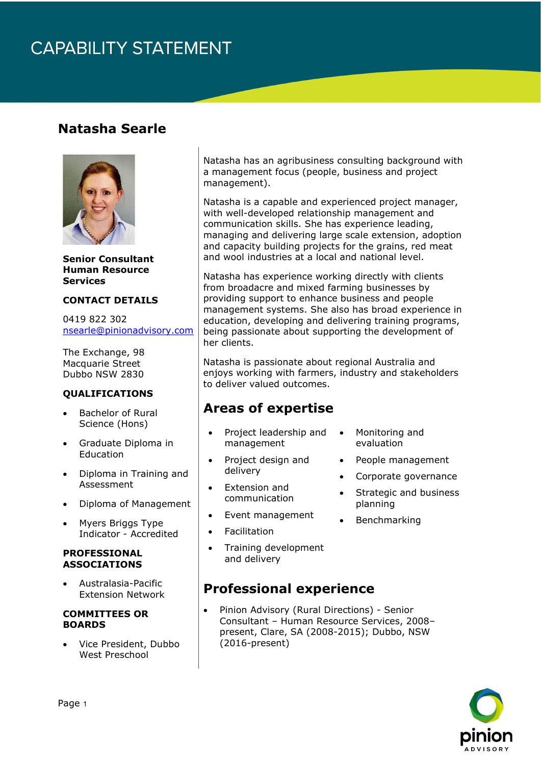# CAPABILITY STATEMENT

## Natasha Searle

**Senior Consultant Human Resource Services**

**CONTACT DETAILS**

0419 822 302
nsearle@pinionadvisory.com

The Exchange, 98 Macquarie Street
Dubbo NSW 2830

**QUALIFICATIONS**

- Bachelor of Rural Science (Hons)
- Graduate Diploma in Education
- Diploma in Training and Assessment
- Diploma of Management
- Myers Briggs Type Indicator - Accredited

**PROFESSIONAL ASSOCIATIONS**

- Australasia-Pacific Extension Network

**COMMITTEES OR BOARDS**

- Vice President, Dubbo West Preschool

Natasha has an agribusiness consulting background with a management focus (people, business and project management).

Natasha is a capable and experienced project manager, with well-developed relationship management and communication skills. She has experience leading, managing and delivering large scale extension, adoption and capacity building projects for the grains, red meat and wool industries at a local and national level.

Natasha has experience working directly with clients from broadacre and mixed farming businesses by providing support to enhance business and people management systems. She also has broad experience in education, developing and delivering training programs, being passionate about supporting the development of her clients.

Natasha is passionate about regional Australia and enjoys working with farmers, industry and stakeholders to deliver valued outcomes.

## Areas of expertise

- Project leadership and management
- Project design and delivery
- Extension and communication
- Event management
- Facilitation
- Training development and delivery
- Monitoring and evaluation
- People management
- Corporate governance
- Strategic and business planning
- Benchmarking

## Professional experience

- Pinion Advisory (Rural Directions) - Senior Consultant – Human Resource Services, 2008–present, Clare, SA (2008-2015); Dubbo, NSW (2016-present)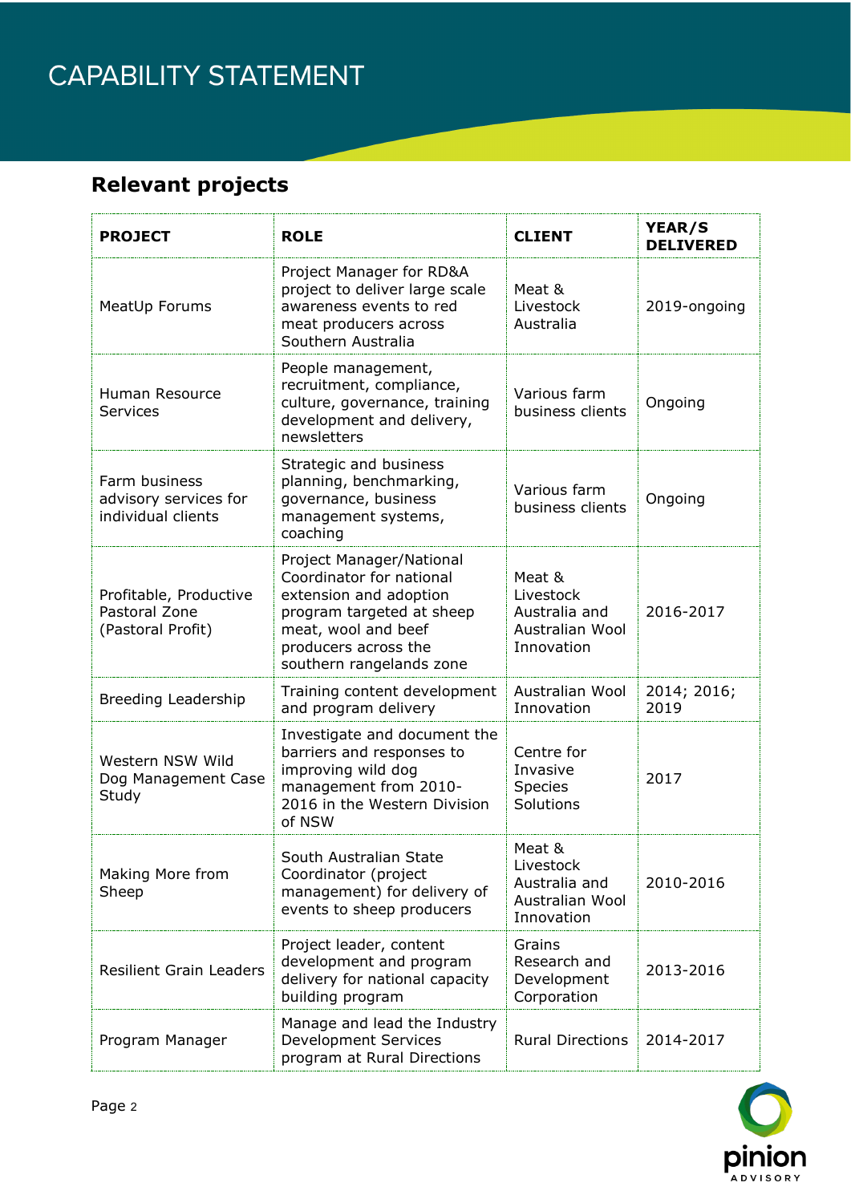# CAPABILITY STATEMENT

## Relevant projects

| PROJECT | ROLE | CLIENT | YEAR/S DELIVERED |
|---|---|---|---|
| MeatUp Forums | Project Manager for RD&A project to deliver large scale awareness events to red meat producers across Southern Australia | Meat & Livestock Australia | 2019-ongoing |
| Human Resource Services | People management, recruitment, compliance, culture, governance, training development and delivery, newsletters | Various farm business clients | Ongoing |
| Farm business advisory services for individual clients | Strategic and business planning, benchmarking, governance, business management systems, coaching | Various farm business clients | Ongoing |
| Profitable, Productive Pastoral Zone (Pastoral Profit) | Project Manager/National Coordinator for national extension and adoption program targeted at sheep meat, wool and beef producers across the southern rangelands zone | Meat & Livestock Australia and Australian Wool Innovation | 2016-2017 |
| Breeding Leadership | Training content development and program delivery | Australian Wool Innovation | 2014; 2016; 2019 |
| Western NSW Wild Dog Management Case Study | Investigate and document the barriers and responses to improving wild dog management from 2010-2016 in the Western Division of NSW | Centre for Invasive Species Solutions | 2017 |
| Making More from Sheep | South Australian State Coordinator (project management) for delivery of events to sheep producers | Meat & Livestock Australia and Australian Wool Innovation | 2010-2016 |
| Resilient Grain Leaders | Project leader, content development and program delivery for national capacity building program | Grains Research and Development Corporation | 2013-2016 |
| Program Manager | Manage and lead the Industry Development Services program at Rural Directions | Rural Directions | 2014-2017 |

pinion ADVISORY